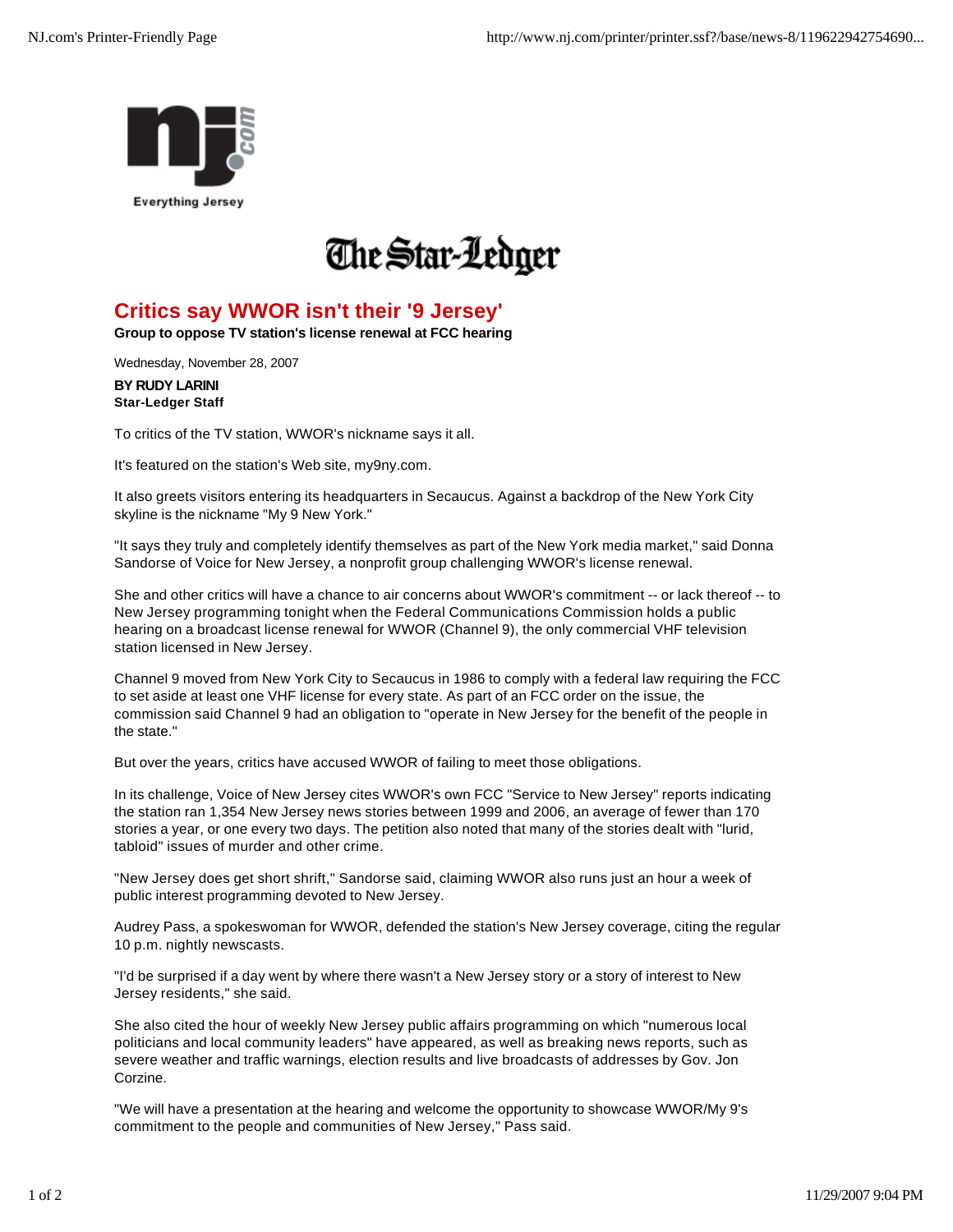Everything Jersey

The Star-Ledger

# Critics say WWOR isn't their '9 Jersey'

**Group to oppose TV station's license renewal at FCC hearing**

Wednesday, November 28, 2007

**BY RUDY LARINI**
**Star-Ledger Staff**

To critics of the TV station, WWOR's nickname says it all.

It's featured on the station's Web site, my9ny.com.

It also greets visitors entering its headquarters in Secaucus. Against a backdrop of the New York City skyline is the nickname "My 9 New York."

"It says they truly and completely identify themselves as part of the New York media market," said Donna Sandorse of Voice for New Jersey, a nonprofit group challenging WWOR's license renewal.

She and other critics will have a chance to air concerns about WWOR's commitment -- or lack thereof -- to New Jersey programming tonight when the Federal Communications Commission holds a public hearing on a broadcast license renewal for WWOR (Channel 9), the only commercial VHF television station licensed in New Jersey.

Channel 9 moved from New York City to Secaucus in 1986 to comply with a federal law requiring the FCC to set aside at least one VHF license for every state. As part of an FCC order on the issue, the commission said Channel 9 had an obligation to "operate in New Jersey for the benefit of the people in the state."

But over the years, critics have accused WWOR of failing to meet those obligations.

In its challenge, Voice of New Jersey cites WWOR's own FCC "Service to New Jersey" reports indicating the station ran 1,354 New Jersey news stories between 1999 and 2006, an average of fewer than 170 stories a year, or one every two days. The petition also noted that many of the stories dealt with "lurid, tabloid" issues of murder and other crime.

"New Jersey does get short shrift," Sandorse said, claiming WWOR also runs just an hour a week of public interest programming devoted to New Jersey.

Audrey Pass, a spokeswoman for WWOR, defended the station's New Jersey coverage, citing the regular 10 p.m. nightly newscasts.

"I'd be surprised if a day went by where there wasn't a New Jersey story or a story of interest to New Jersey residents," she said.

She also cited the hour of weekly New Jersey public affairs programming on which "numerous local politicians and local community leaders" have appeared, as well as breaking news reports, such as severe weather and traffic warnings, election results and live broadcasts of addresses by Gov. Jon Corzine.

"We will have a presentation at the hearing and welcome the opportunity to showcase WWOR/My 9's commitment to the people and communities of New Jersey," Pass said.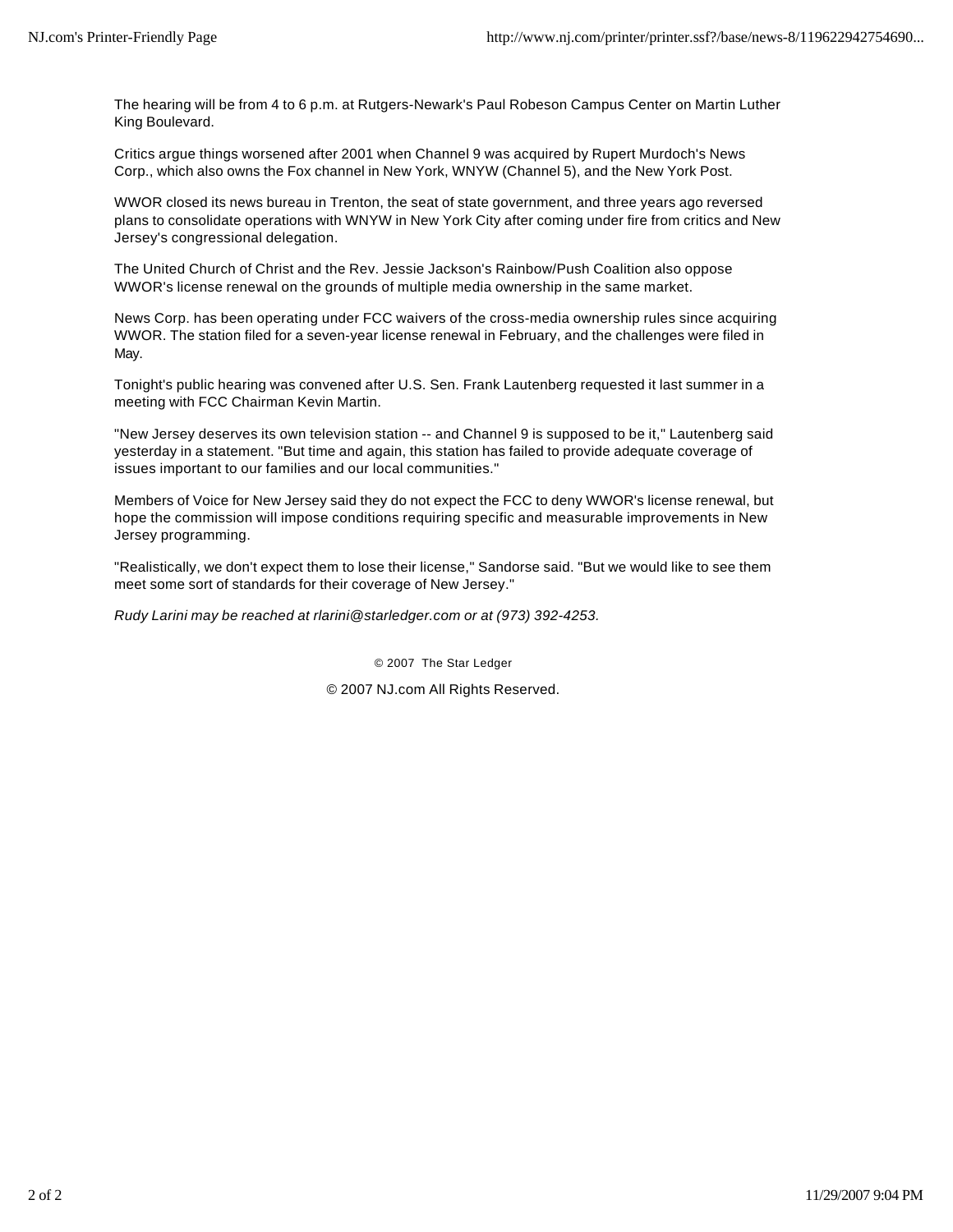The hearing will be from 4 to 6 p.m. at Rutgers-Newark's Paul Robeson Campus Center on Martin Luther King Boulevard.

Critics argue things worsened after 2001 when Channel 9 was acquired by Rupert Murdoch's News Corp., which also owns the Fox channel in New York, WNYW (Channel 5), and the New York Post.

WWOR closed its news bureau in Trenton, the seat of state government, and three years ago reversed plans to consolidate operations with WNYW in New York City after coming under fire from critics and New Jersey's congressional delegation.

The United Church of Christ and the Rev. Jessie Jackson's Rainbow/Push Coalition also oppose WWOR's license renewal on the grounds of multiple media ownership in the same market.

News Corp. has been operating under FCC waivers of the cross-media ownership rules since acquiring WWOR. The station filed for a seven-year license renewal in February, and the challenges were filed in May.

Tonight's public hearing was convened after U.S. Sen. Frank Lautenberg requested it last summer in a meeting with FCC Chairman Kevin Martin.

"New Jersey deserves its own television station -- and Channel 9 is supposed to be it," Lautenberg said yesterday in a statement. "But time and again, this station has failed to provide adequate coverage of issues important to our families and our local communities."

Members of Voice for New Jersey said they do not expect the FCC to deny WWOR's license renewal, but hope the commission will impose conditions requiring specific and measurable improvements in New Jersey programming.

"Realistically, we don't expect them to lose their license," Sandorse said. "But we would like to see them meet some sort of standards for their coverage of New Jersey."

*Rudy Larini may be reached at rlarini@starledger.com or at (973) 392-4253.*

© 2007 The Star Ledger

© 2007 NJ.com All Rights Reserved.